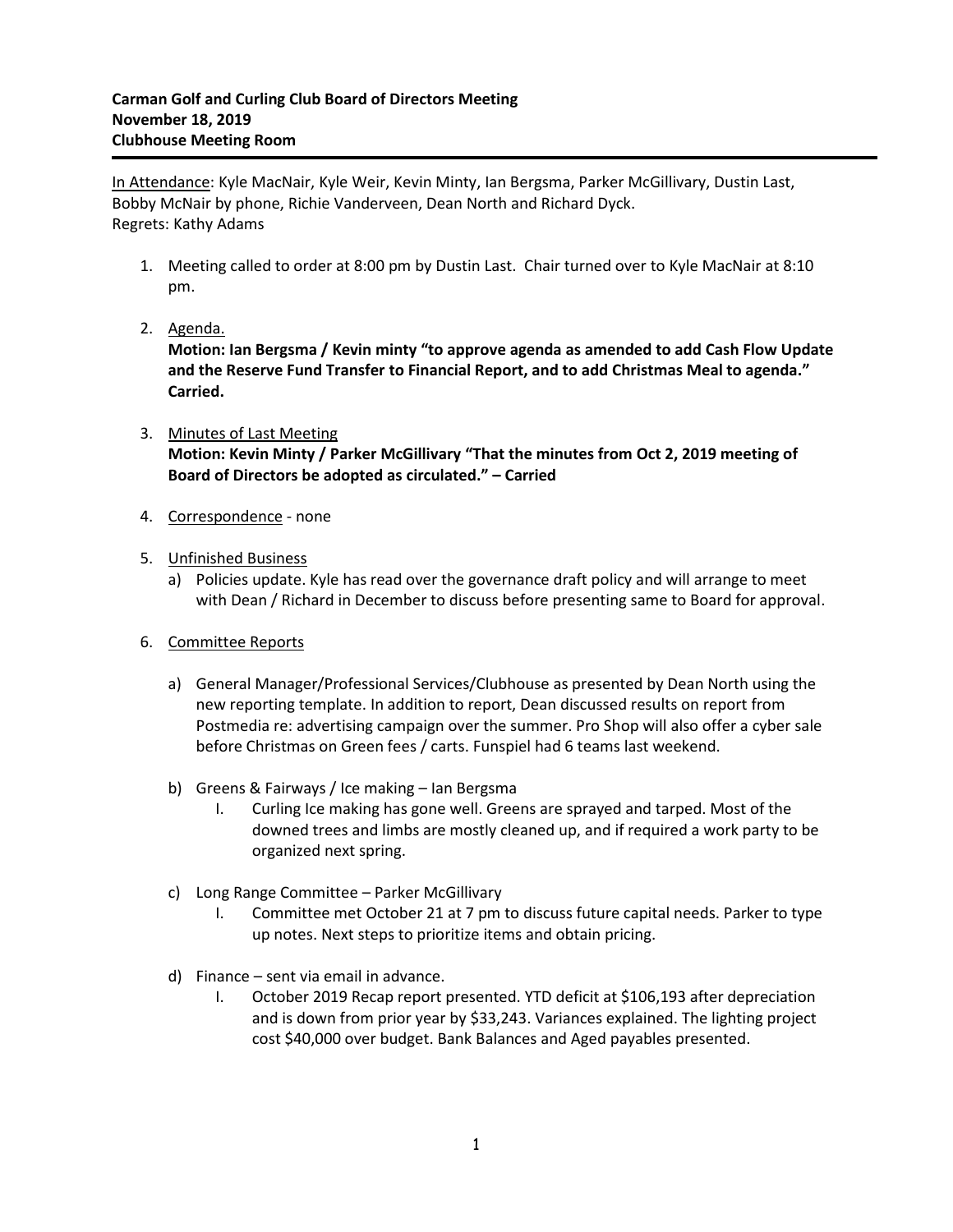**Carman Golf and Curling Club Board of Directors Meeting**
**November 18, 2019**
**Clubhouse Meeting Room**

---

In Attendance: Kyle MacNair, Kyle Weir, Kevin Minty, Ian Bergsma, Parker McGillivary, Dustin Last, Bobby McNair by phone, Richie Vanderveen, Dean North and Richard Dyck.
Regrets: Kathy Adams

1. Meeting called to order at 8:00 pm by Dustin Last. Chair turned over to Kyle MacNair at 8:10 pm.

2. Agenda.
   **Motion: Ian Bergsma / Kevin minty "to approve agenda as amended to add Cash Flow Update and the Reserve Fund Transfer to Financial Report, and to add Christmas Meal to agenda." Carried.**

3. Minutes of Last Meeting
   **Motion: Kevin Minty / Parker McGillivary "That the minutes from Oct 2, 2019 meeting of Board of Directors be adopted as circulated." – Carried**

4. Correspondence - none

5. Unfinished Business
   a) Policies update. Kyle has read over the governance draft policy and will arrange to meet with Dean / Richard in December to discuss before presenting same to Board for approval.

6. Committee Reports

   a) General Manager/Professional Services/Clubhouse as presented by Dean North using the new reporting template. In addition to report, Dean discussed results on report from Postmedia re: advertising campaign over the summer. Pro Shop will also offer a cyber sale before Christmas on Green fees / carts. Funspiel had 6 teams last weekend.

   b) Greens & Fairways / Ice making – Ian Bergsma
      I. Curling Ice making has gone well. Greens are sprayed and tarped. Most of the downed trees and limbs are mostly cleaned up, and if required a work party to be organized next spring.

   c) Long Range Committee – Parker McGillivary
      I. Committee met October 21 at 7 pm to discuss future capital needs. Parker to type up notes. Next steps to prioritize items and obtain pricing.

   d) Finance – sent via email in advance.
      I. October 2019 Recap report presented. YTD deficit at $106,193 after depreciation and is down from prior year by $33,243. Variances explained. The lighting project cost $40,000 over budget. Bank Balances and Aged payables presented.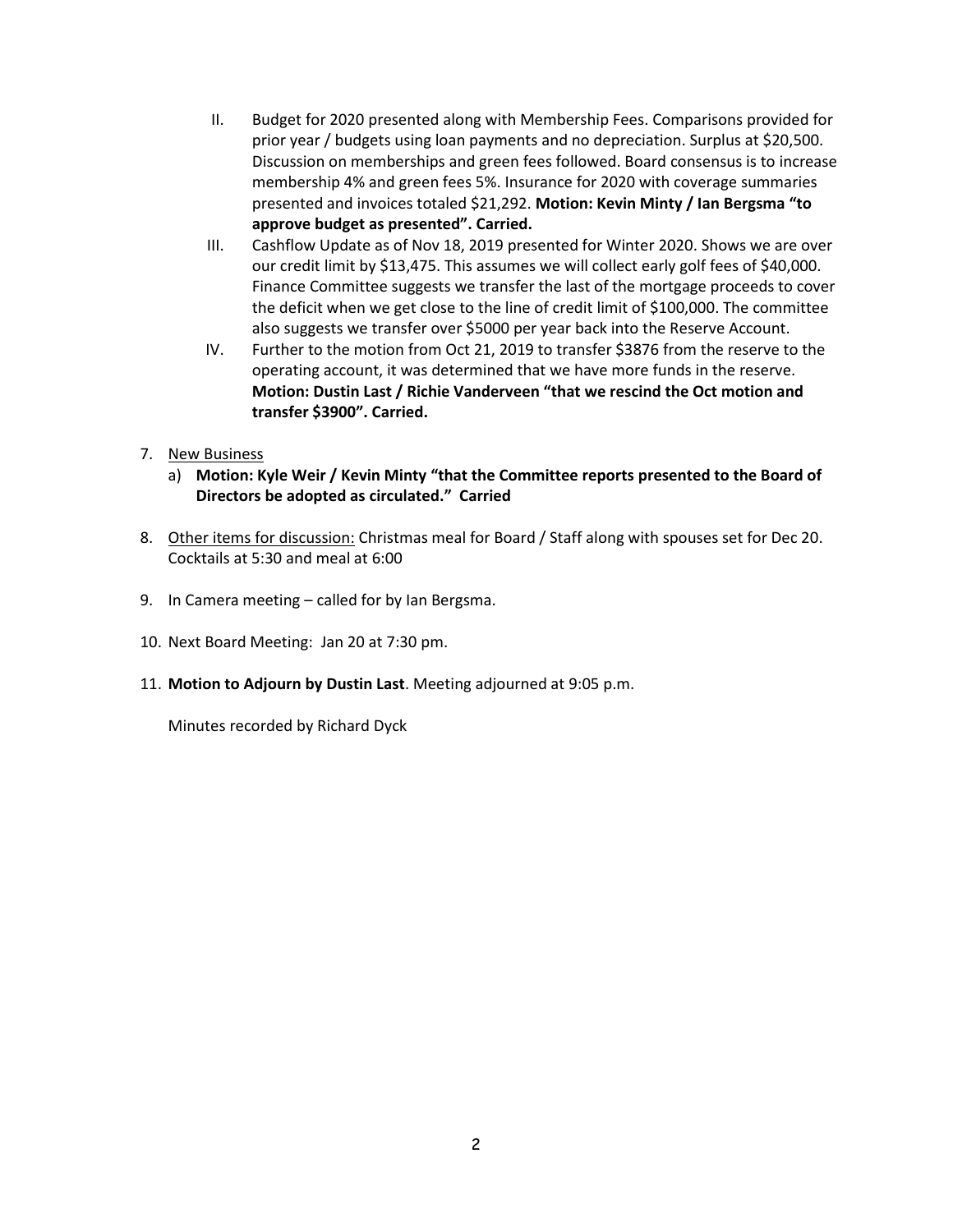II. Budget for 2020 presented along with Membership Fees. Comparisons provided for prior year / budgets using loan payments and no depreciation. Surplus at $20,500. Discussion on memberships and green fees followed. Board consensus is to increase membership 4% and green fees 5%. Insurance for 2020 with coverage summaries presented and invoices totaled $21,292. **Motion: Kevin Minty / Ian Bergsma "to approve budget as presented". Carried.**

III. Cashflow Update as of Nov 18, 2019 presented for Winter 2020. Shows we are over our credit limit by $13,475. This assumes we will collect early golf fees of $40,000. Finance Committee suggests we transfer the last of the mortgage proceeds to cover the deficit when we get close to the line of credit limit of $100,000. The committee also suggests we transfer over $5000 per year back into the Reserve Account.

IV. Further to the motion from Oct 21, 2019 to transfer $3876 from the reserve to the operating account, it was determined that we have more funds in the reserve. **Motion: Dustin Last / Richie Vanderveen "that we rescind the Oct motion and transfer $3900". Carried.**

7. New Business
   a) **Motion: Kyle Weir / Kevin Minty "that the Committee reports presented to the Board of Directors be adopted as circulated." Carried**

8. Other items for discussion: Christmas meal for Board / Staff along with spouses set for Dec 20. Cocktails at 5:30 and meal at 6:00

9. In Camera meeting – called for by Ian Bergsma.

10. Next Board Meeting: Jan 20 at 7:30 pm.

11. **Motion to Adjourn by Dustin Last**. Meeting adjourned at 9:05 p.m.

Minutes recorded by Richard Dyck